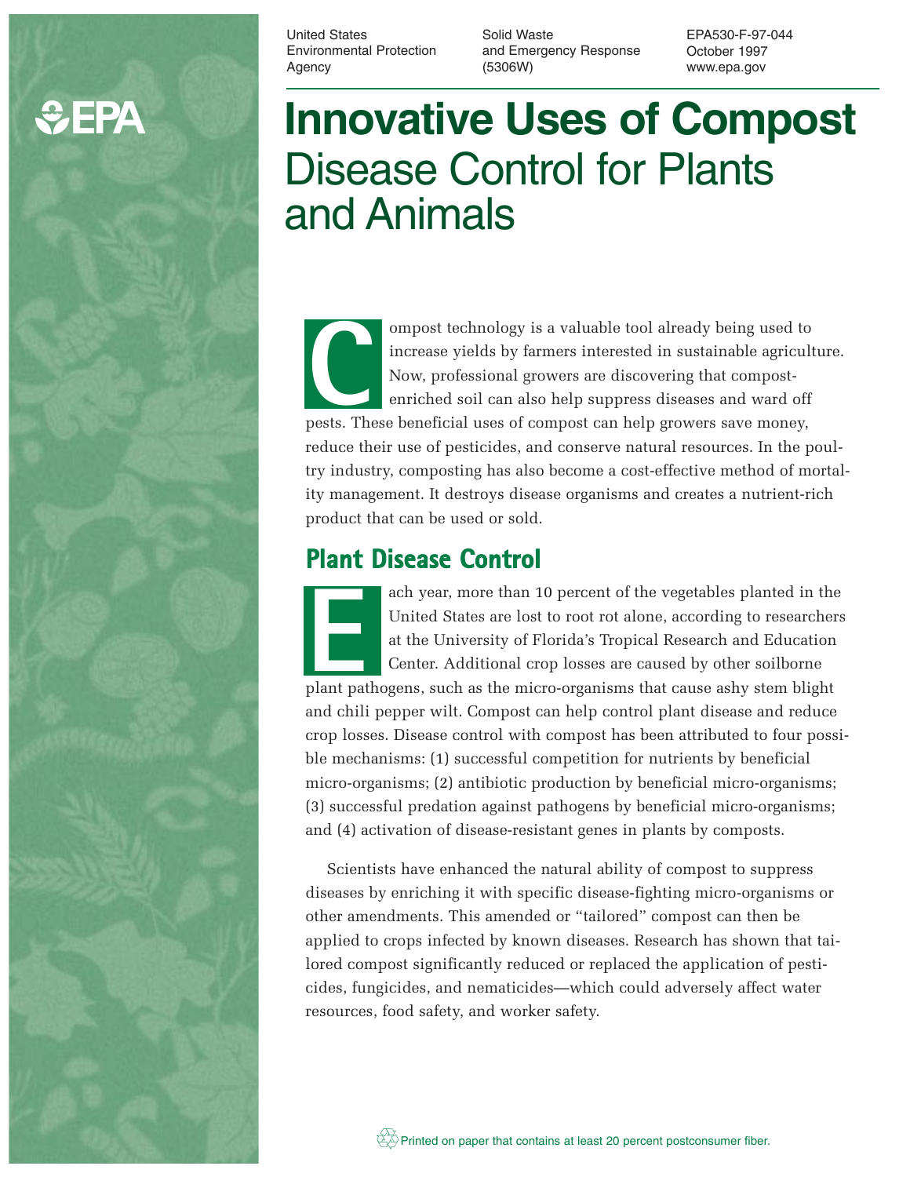United States Environmental Protection Agency

Solid Waste and Emergency Response (5306W)

EPA530-F-97-044
October 1997
www.epa.gov

# Innovative Uses of Compost
## Disease Control for Plants and Animals

Compost technology is a valuable tool already being used to increase yields by farmers interested in sustainable agriculture. Now, professional growers are discovering that compost-enriched soil can also help suppress diseases and ward off pests. These beneficial uses of compost can help growers save money, reduce their use of pesticides, and conserve natural resources. In the poultry industry, composting has also become a cost-effective method of mortality management. It destroys disease organisms and creates a nutrient-rich product that can be used or sold.

## Plant Disease Control

Each year, more than 10 percent of the vegetables planted in the United States are lost to root rot alone, according to researchers at the University of Florida's Tropical Research and Education Center. Additional crop losses are caused by other soilborne plant pathogens, such as the micro-organisms that cause ashy stem blight and chili pepper wilt. Compost can help control plant disease and reduce crop losses. Disease control with compost has been attributed to four possible mechanisms: (1) successful competition for nutrients by beneficial micro-organisms; (2) antibiotic production by beneficial micro-organisms; (3) successful predation against pathogens by beneficial micro-organisms; and (4) activation of disease-resistant genes in plants by composts.

Scientists have enhanced the natural ability of compost to suppress diseases by enriching it with specific disease-fighting micro-organisms or other amendments. This amended or "tailored" compost can then be applied to crops infected by known diseases. Research has shown that tailored compost significantly reduced or replaced the application of pesticides, fungicides, and nematicides—which could adversely affect water resources, food safety, and worker safety.

Printed on paper that contains at least 20 percent postconsumer fiber.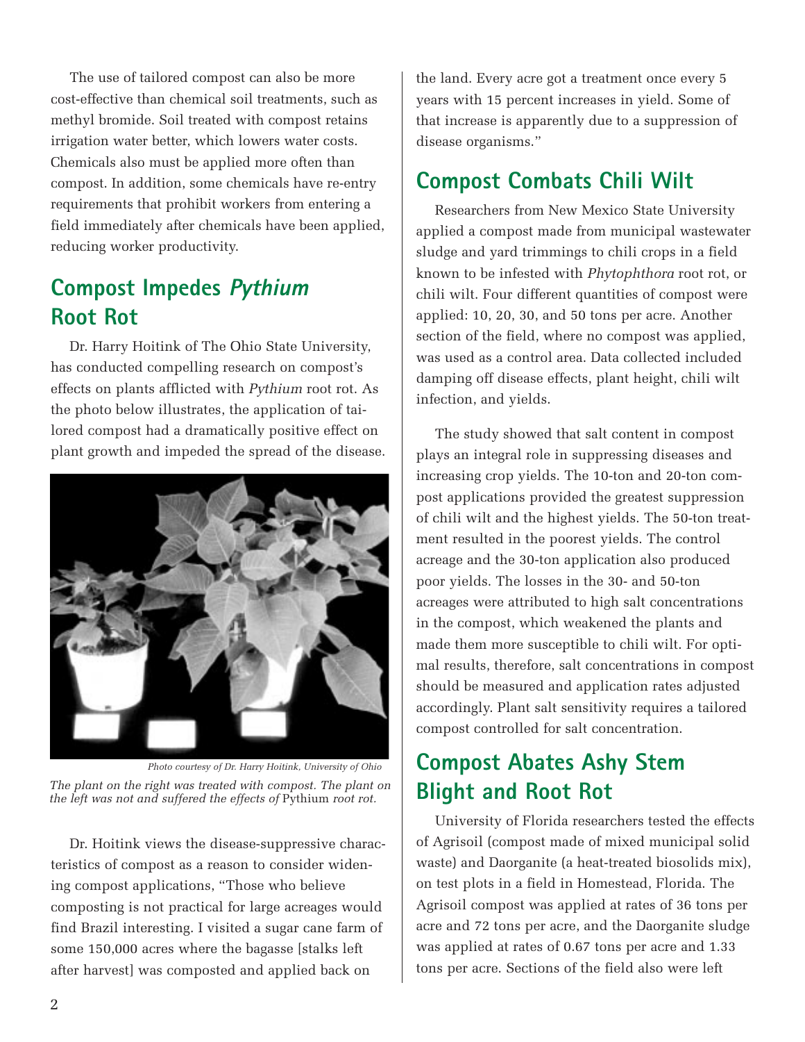The use of tailored compost can also be more cost-effective than chemical soil treatments, such as methyl bromide. Soil treated with compost retains irrigation water better, which lowers water costs. Chemicals also must be applied more often than compost. In addition, some chemicals have re-entry requirements that prohibit workers from entering a field immediately after chemicals have been applied, reducing worker productivity.

## Compost Impedes *Pythium* Root Rot

Dr. Harry Hoitink of The Ohio State University, has conducted compelling research on compost's effects on plants afflicted with *Pythium* root rot. As the photo below illustrates, the application of tailored compost had a dramatically positive effect on plant growth and impeded the spread of the disease.

*Photo courtesy of Dr. Harry Hoitink, University of Ohio*

*The plant on the right was treated with compost. The plant on the left was not and suffered the effects of* Pythium *root rot.*

Dr. Hoitink views the disease-suppressive characteristics of compost as a reason to consider widening compost applications, "Those who believe composting is not practical for large acreages would find Brazil interesting. I visited a sugar cane farm of some 150,000 acres where the bagasse [stalks left after harvest] was composted and applied back on the land. Every acre got a treatment once every 5 years with 15 percent increases in yield. Some of that increase is apparently due to a suppression of disease organisms."

## Compost Combats Chili Wilt

Researchers from New Mexico State University applied a compost made from municipal wastewater sludge and yard trimmings to chili crops in a field known to be infested with *Phytophthora* root rot, or chili wilt. Four different quantities of compost were applied: 10, 20, 30, and 50 tons per acre. Another section of the field, where no compost was applied, was used as a control area. Data collected included damping off disease effects, plant height, chili wilt infection, and yields.

The study showed that salt content in compost plays an integral role in suppressing diseases and increasing crop yields. The 10-ton and 20-ton compost applications provided the greatest suppression of chili wilt and the highest yields. The 50-ton treatment resulted in the poorest yields. The control acreage and the 30-ton application also produced poor yields. The losses in the 30- and 50-ton acreages were attributed to high salt concentrations in the compost, which weakened the plants and made them more susceptible to chili wilt. For optimal results, therefore, salt concentrations in compost should be measured and application rates adjusted accordingly. Plant salt sensitivity requires a tailored compost controlled for salt concentration.

## Compost Abates Ashy Stem Blight and Root Rot

University of Florida researchers tested the effects of Agrisoil (compost made of mixed municipal solid waste) and Daorganite (a heat-treated biosolids mix), on test plots in a field in Homestead, Florida. The Agrisoil compost was applied at rates of 36 tons per acre and 72 tons per acre, and the Daorganite sludge was applied at rates of 0.67 tons per acre and 1.33 tons per acre. Sections of the field also were left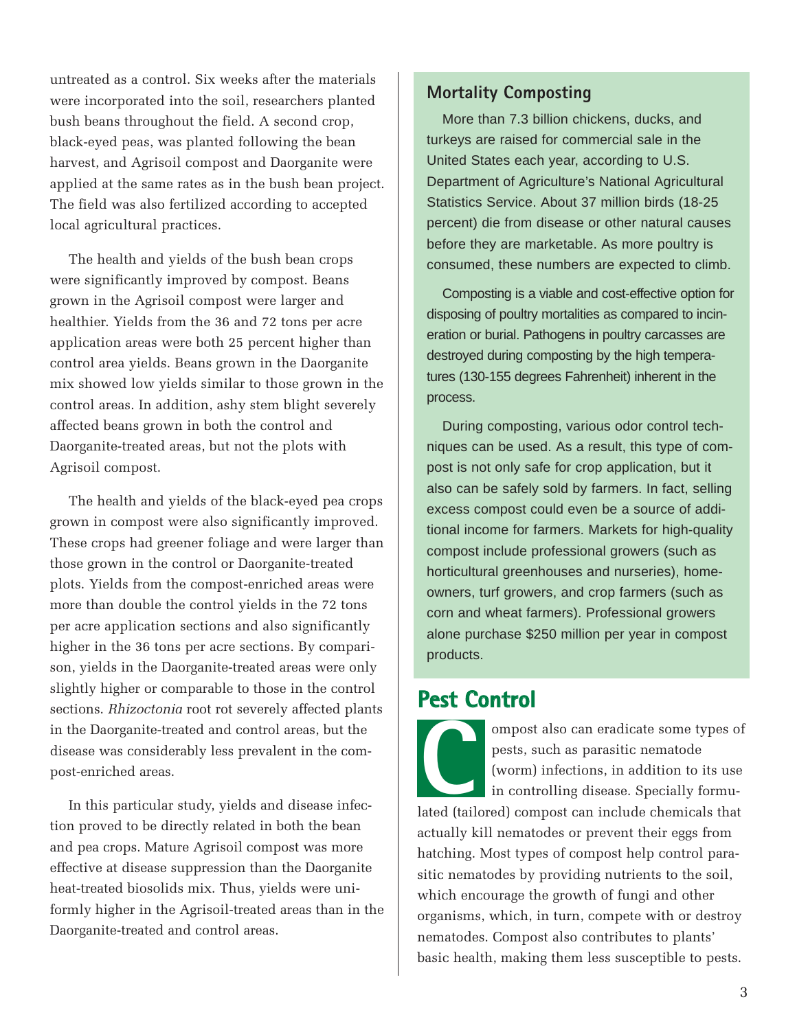untreated as a control. Six weeks after the materials were incorporated into the soil, researchers planted bush beans throughout the field. A second crop, black-eyed peas, was planted following the bean harvest, and Agrisoil compost and Daorganite were applied at the same rates as in the bush bean project. The field was also fertilized according to accepted local agricultural practices.

The health and yields of the bush bean crops were significantly improved by compost. Beans grown in the Agrisoil compost were larger and healthier. Yields from the 36 and 72 tons per acre application areas were both 25 percent higher than control area yields. Beans grown in the Daorganite mix showed low yields similar to those grown in the control areas. In addition, ashy stem blight severely affected beans grown in both the control and Daorganite-treated areas, but not the plots with Agrisoil compost.

The health and yields of the black-eyed pea crops grown in compost were also significantly improved. These crops had greener foliage and were larger than those grown in the control or Daorganite-treated plots. Yields from the compost-enriched areas were more than double the control yields in the 72 tons per acre application sections and also significantly higher in the 36 tons per acre sections. By comparison, yields in the Daorganite-treated areas were only slightly higher or comparable to those in the control sections. *Rhizoctonia* root rot severely affected plants in the Daorganite-treated and control areas, but the disease was considerably less prevalent in the compost-enriched areas.

In this particular study, yields and disease infection proved to be directly related in both the bean and pea crops. Mature Agrisoil compost was more effective at disease suppression than the Daorganite heat-treated biosolids mix. Thus, yields were uniformly higher in the Agrisoil-treated areas than in the Daorganite-treated and control areas.

### Mortality Composting

More than 7.3 billion chickens, ducks, and turkeys are raised for commercial sale in the United States each year, according to U.S. Department of Agriculture's National Agricultural Statistics Service. About 37 million birds (18-25 percent) die from disease or other natural causes before they are marketable. As more poultry is consumed, these numbers are expected to climb.

Composting is a viable and cost-effective option for disposing of poultry mortalities as compared to incineration or burial. Pathogens in poultry carcasses are destroyed during composting by the high temperatures (130-155 degrees Fahrenheit) inherent in the process.

During composting, various odor control techniques can be used. As a result, this type of compost is not only safe for crop application, but it also can be safely sold by farmers. In fact, selling excess compost could even be a source of additional income for farmers. Markets for high-quality compost include professional growers (such as horticultural greenhouses and nurseries), homeowners, turf growers, and crop farmers (such as corn and wheat farmers). Professional growers alone purchase $250 million per year in compost products.

## Pest Control

Compost also can eradicate some types of pests, such as parasitic nematode (worm) infections, in addition to its use in controlling disease. Specially formulated (tailored) compost can include chemicals that actually kill nematodes or prevent their eggs from hatching. Most types of compost help control parasitic nematodes by providing nutrients to the soil, which encourage the growth of fungi and other organisms, which, in turn, compete with or destroy nematodes. Compost also contributes to plants' basic health, making them less susceptible to pests.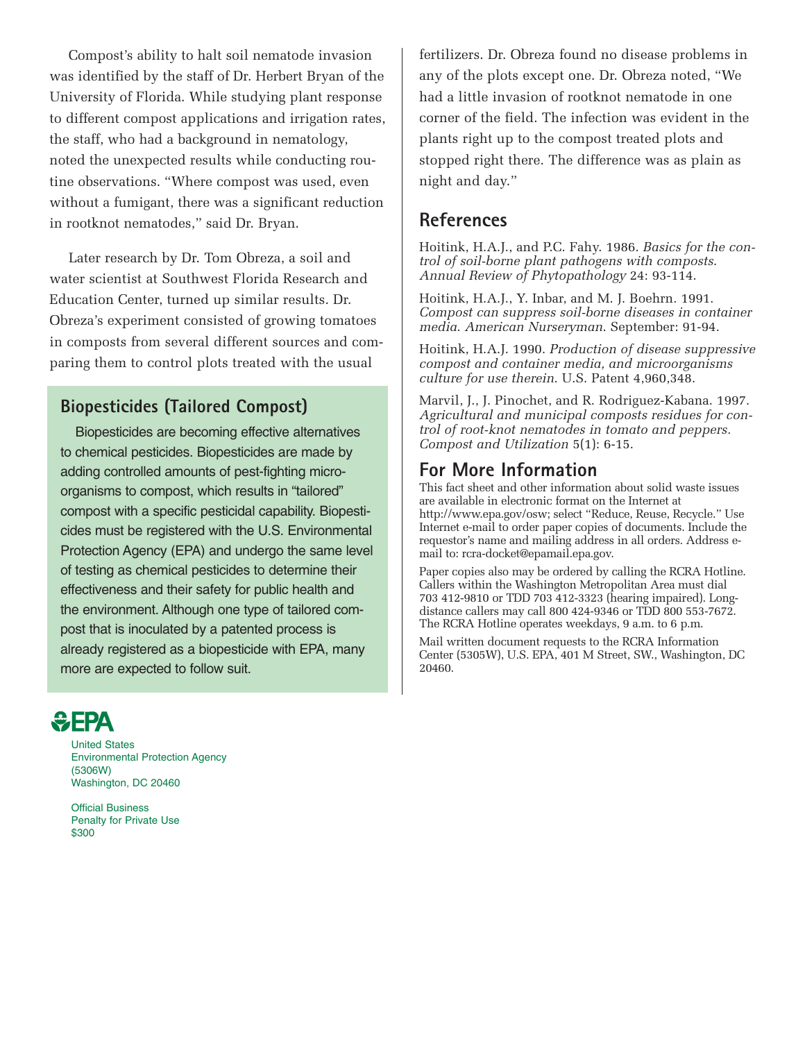Compost's ability to halt soil nematode invasion was identified by the staff of Dr. Herbert Bryan of the University of Florida. While studying plant response to different compost applications and irrigation rates, the staff, who had a background in nematology, noted the unexpected results while conducting routine observations. "Where compost was used, even without a fumigant, there was a significant reduction in rootknot nematodes," said Dr. Bryan.

Later research by Dr. Tom Obreza, a soil and water scientist at Southwest Florida Research and Education Center, turned up similar results. Dr. Obreza's experiment consisted of growing tomatoes in composts from several different sources and comparing them to control plots treated with the usual fertilizers. Dr. Obreza found no disease problems in any of the plots except one. Dr. Obreza noted, "We had a little invasion of rootknot nematode in one corner of the field. The infection was evident in the plants right up to the compost treated plots and stopped right there. The difference was as plain as night and day."

## Biopesticides (Tailored Compost)

Biopesticides are becoming effective alternatives to chemical pesticides. Biopesticides are made by adding controlled amounts of pest-fighting microorganisms to compost, which results in "tailored" compost with a specific pesticidal capability. Biopesticides must be registered with the U.S. Environmental Protection Agency (EPA) and undergo the same level of testing as chemical pesticides to determine their effectiveness and their safety for public health and the environment. Although one type of tailored compost that is inoculated by a patented process is already registered as a biopesticide with EPA, many more are expected to follow suit.

## References

Hoitink, H.A.J., and P.C. Fahy. 1986. *Basics for the control of soil-borne plant pathogens with composts. Annual Review of Phytopathology* 24: 93-114.

Hoitink, H.A.J., Y. Inbar, and M. J. Boehrn. 1991. *Compost can suppress soil-borne diseases in container media. American Nurseryman.* September: 91-94.

Hoitink, H.A.J. 1990. *Production of disease suppressive compost and container media, and microorganisms culture for use therein.* U.S. Patent 4,960,348.

Marvil, J., J. Pinochet, and R. Rodriguez-Kabana. 1997. *Agricultural and municipal composts residues for control of root-knot nematodes in tomato and peppers. Compost and Utilization* 5(1): 6-15.

## For More Information

This fact sheet and other information about solid waste issues are available in electronic format on the Internet at http://www.epa.gov/osw; select "Reduce, Reuse, Recycle." Use Internet e-mail to order paper copies of documents. Include the requestor's name and mailing address in all orders. Address e-mail to: rcra-docket@epamail.epa.gov.

Paper copies also may be ordered by calling the RCRA Hotline. Callers within the Washington Metropolitan Area must dial 703 412-9810 or TDD 703 412-3323 (hearing impaired). Long-distance callers may call 800 424-9346 or TDD 800 553-7672. The RCRA Hotline operates weekdays, 9 a.m. to 6 p.m.

Mail written document requests to the RCRA Information Center (5305W), U.S. EPA, 401 M Street, SW., Washington, DC 20460.

EPA

United States
Environmental Protection Agency
(5306W)
Washington, DC 20460

Official Business
Penalty for Private Use
$300